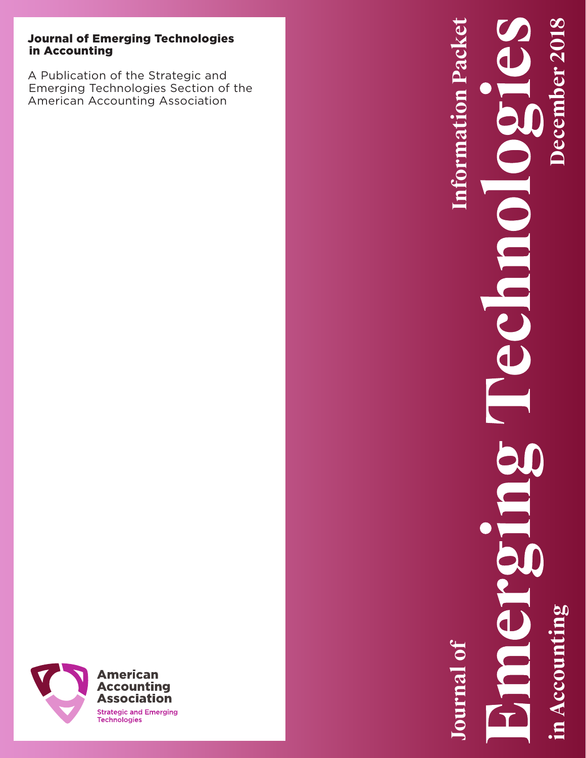# Journal of Emerging Technologies in Accounting

A Publication of the Strategic and Emerging Technologies Section of the American Accounting Association

American Accounting Association

Strategic and Emerging Technologies

Journal of **Emerging Technologies** in Accounting

Information Packet

December 2018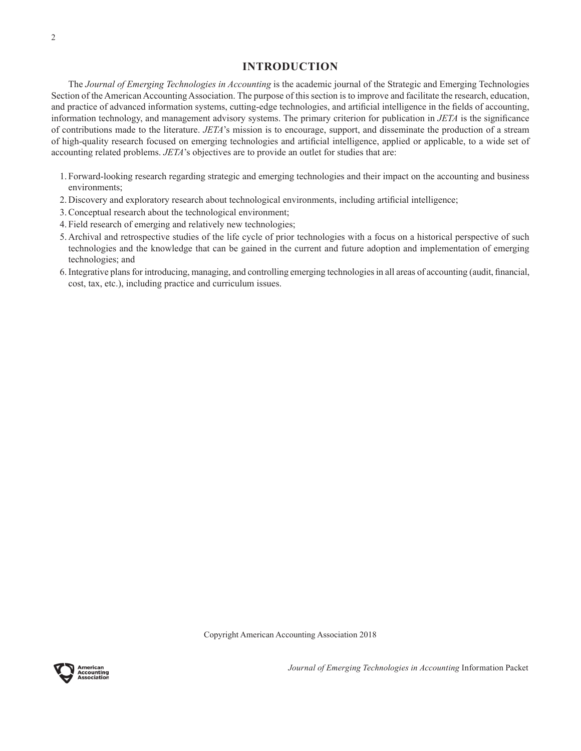# INTRODUCTION

The *Journal of Emerging Technologies in Accounting* is the academic journal of the Strategic and Emerging Technologies Section of the American Accounting Association. The purpose of this section is to improve and facilitate the research, education, and practice of advanced information systems, cutting-edge technologies, and artificial intelligence in the fields of accounting, information technology, and management advisory systems. The primary criterion for publication in *JETA* is the significance of contributions made to the literature. *JETA*'s mission is to encourage, support, and disseminate the production of a stream of high-quality research focused on emerging technologies and artificial intelligence, applied or applicable, to a wide set of accounting related problems. *JETA*'s objectives are to provide an outlet for studies that are:

1. Forward-looking research regarding strategic and emerging technologies and their impact on the accounting and business environments;
2. Discovery and exploratory research about technological environments, including artificial intelligence;
3. Conceptual research about the technological environment;
4. Field research of emerging and relatively new technologies;
5. Archival and retrospective studies of the life cycle of prior technologies with a focus on a historical perspective of such technologies and the knowledge that can be gained in the current and future adoption and implementation of emerging technologies; and
6. Integrative plans for introducing, managing, and controlling emerging technologies in all areas of accounting (audit, financial, cost, tax, etc.), including practice and curriculum issues.

Copyright American Accounting Association 2018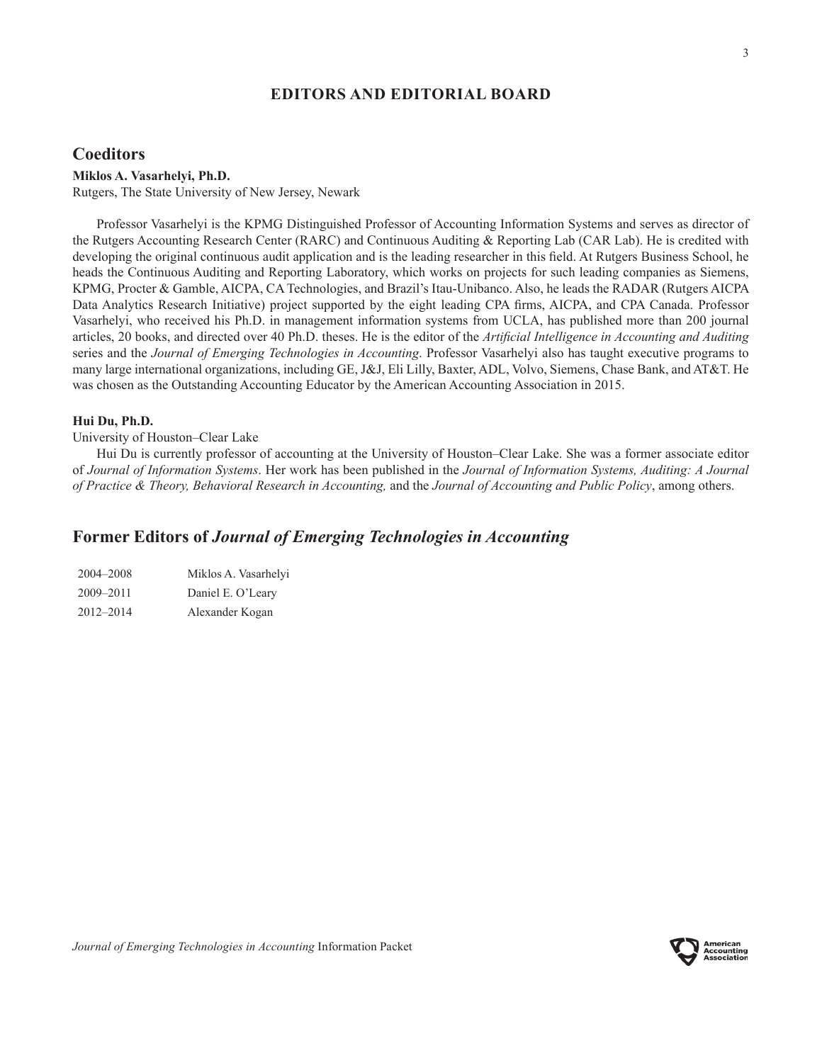# EDITORS AND EDITORIAL BOARD

## Coeditors

**Miklos A. Vasarhelyi, Ph.D.**
Rutgers, The State University of New Jersey, Newark

Professor Vasarhelyi is the KPMG Distinguished Professor of Accounting Information Systems and serves as director of the Rutgers Accounting Research Center (RARC) and Continuous Auditing & Reporting Lab (CAR Lab). He is credited with developing the original continuous audit application and is the leading researcher in this field. At Rutgers Business School, he heads the Continuous Auditing and Reporting Laboratory, which works on projects for such leading companies as Siemens, KPMG, Procter & Gamble, AICPA, CA Technologies, and Brazil's Itau-Unibanco. Also, he leads the RADAR (Rutgers AICPA Data Analytics Research Initiative) project supported by the eight leading CPA firms, AICPA, and CPA Canada. Professor Vasarhelyi, who received his Ph.D. in management information systems from UCLA, has published more than 200 journal articles, 20 books, and directed over 40 Ph.D. theses. He is the editor of the *Artificial Intelligence in Accounting and Auditing* series and the *Journal of Emerging Technologies in Accounting*. Professor Vasarhelyi also has taught executive programs to many large international organizations, including GE, J&J, Eli Lilly, Baxter, ADL, Volvo, Siemens, Chase Bank, and AT&T. He was chosen as the Outstanding Accounting Educator by the American Accounting Association in 2015.

**Hui Du, Ph.D.**
University of Houston–Clear Lake

Hui Du is currently professor of accounting at the University of Houston–Clear Lake. She was a former associate editor of *Journal of Information Systems*. Her work has been published in the *Journal of Information Systems, Auditing: A Journal of Practice & Theory, Behavioral Research in Accounting,* and the *Journal of Accounting and Public Policy*, among others.

## Former Editors of *Journal of Emerging Technologies in Accounting*

| | |
|---|---|
| 2004–2008 | Miklos A. Vasarhelyi |
| 2009–2011 | Daniel E. O'Leary |
| 2012–2014 | Alexander Kogan |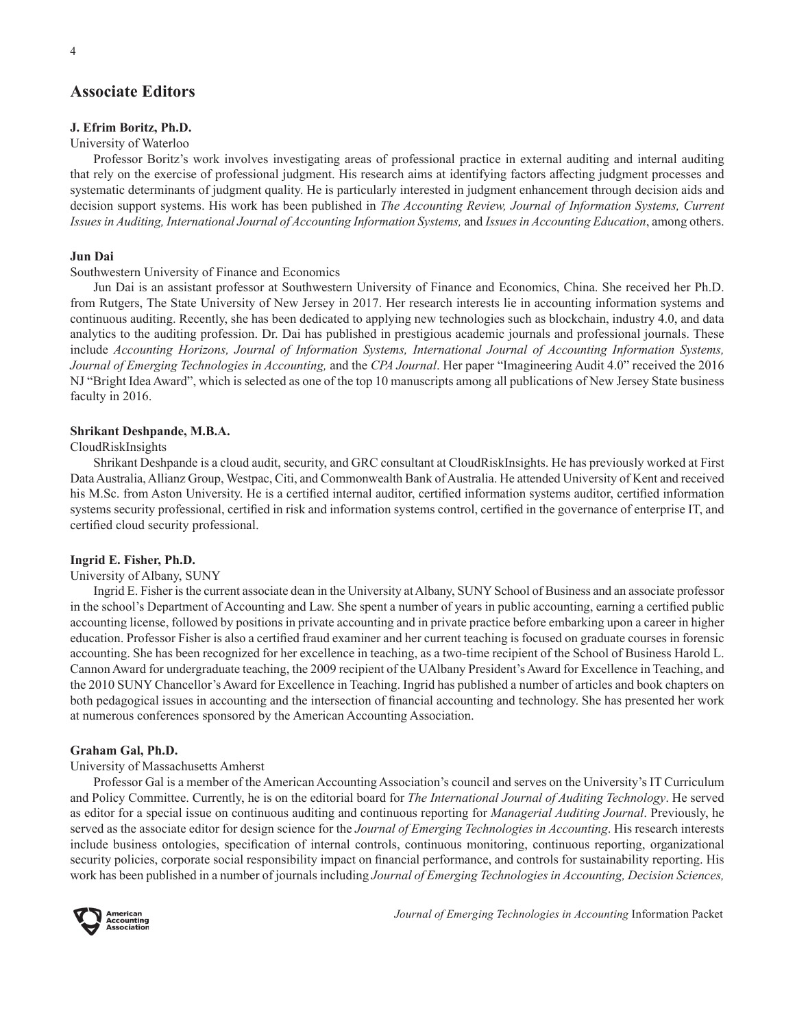## Associate Editors

**J. Efrim Boritz, Ph.D.**

University of Waterloo

Professor Boritz's work involves investigating areas of professional practice in external auditing and internal auditing that rely on the exercise of professional judgment. His research aims at identifying factors affecting judgment processes and systematic determinants of judgment quality. He is particularly interested in judgment enhancement through decision aids and decision support systems. His work has been published in *The Accounting Review, Journal of Information Systems, Current Issues in Auditing, International Journal of Accounting Information Systems,* and *Issues in Accounting Education*, among others.

**Jun Dai**

Southwestern University of Finance and Economics

Jun Dai is an assistant professor at Southwestern University of Finance and Economics, China. She received her Ph.D. from Rutgers, The State University of New Jersey in 2017. Her research interests lie in accounting information systems and continuous auditing. Recently, she has been dedicated to applying new technologies such as blockchain, industry 4.0, and data analytics to the auditing profession. Dr. Dai has published in prestigious academic journals and professional journals. These include *Accounting Horizons, Journal of Information Systems, International Journal of Accounting Information Systems, Journal of Emerging Technologies in Accounting,* and the *CPA Journal*. Her paper "Imagineering Audit 4.0" received the 2016 NJ "Bright Idea Award", which is selected as one of the top 10 manuscripts among all publications of New Jersey State business faculty in 2016.

**Shrikant Deshpande, M.B.A.**

CloudRiskInsights

Shrikant Deshpande is a cloud audit, security, and GRC consultant at CloudRiskInsights. He has previously worked at First Data Australia, Allianz Group, Westpac, Citi, and Commonwealth Bank of Australia. He attended University of Kent and received his M.Sc. from Aston University. He is a certified internal auditor, certified information systems auditor, certified information systems security professional, certified in risk and information systems control, certified in the governance of enterprise IT, and certified cloud security professional.

**Ingrid E. Fisher, Ph.D.**

University of Albany, SUNY

Ingrid E. Fisher is the current associate dean in the University at Albany, SUNY School of Business and an associate professor in the school's Department of Accounting and Law. She spent a number of years in public accounting, earning a certified public accounting license, followed by positions in private accounting and in private practice before embarking upon a career in higher education. Professor Fisher is also a certified fraud examiner and her current teaching is focused on graduate courses in forensic accounting. She has been recognized for her excellence in teaching, as a two-time recipient of the School of Business Harold L. Cannon Award for undergraduate teaching, the 2009 recipient of the UAlbany President's Award for Excellence in Teaching, and the 2010 SUNY Chancellor's Award for Excellence in Teaching. Ingrid has published a number of articles and book chapters on both pedagogical issues in accounting and the intersection of financial accounting and technology. She has presented her work at numerous conferences sponsored by the American Accounting Association.

**Graham Gal, Ph.D.**

University of Massachusetts Amherst

Professor Gal is a member of the American Accounting Association's council and serves on the University's IT Curriculum and Policy Committee. Currently, he is on the editorial board for *The International Journal of Auditing Technology*. He served as editor for a special issue on continuous auditing and continuous reporting for *Managerial Auditing Journal*. Previously, he served as the associate editor for design science for the *Journal of Emerging Technologies in Accounting*. His research interests include business ontologies, specification of internal controls, continuous monitoring, continuous reporting, organizational security policies, corporate social responsibility impact on financial performance, and controls for sustainability reporting. His work has been published in a number of journals including *Journal of Emerging Technologies in Accounting, Decision Sciences,*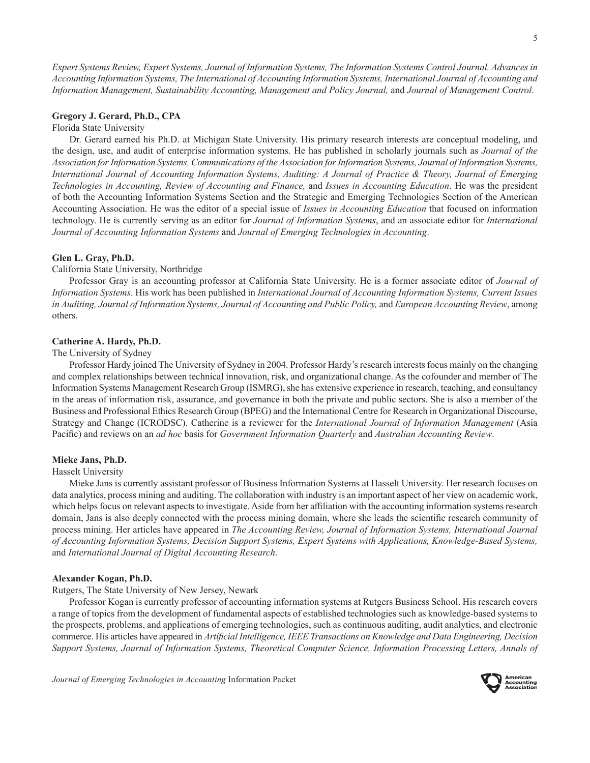*Expert Systems Review, Expert Systems, Journal of Information Systems, The Information Systems Control Journal, Advances in Accounting Information Systems, The International of Accounting Information Systems, International Journal of Accounting and Information Management, Sustainability Accounting, Management and Policy Journal,* and *Journal of Management Control*.

**Gregory J. Gerard, Ph.D., CPA**

Florida State University

Dr. Gerard earned his Ph.D. at Michigan State University. His primary research interests are conceptual modeling, and the design, use, and audit of enterprise information systems. He has published in scholarly journals such as *Journal of the Association for Information Systems, Communications of the Association for Information Systems, Journal of Information Systems, International Journal of Accounting Information Systems, Auditing: A Journal of Practice & Theory, Journal of Emerging Technologies in Accounting, Review of Accounting and Finance,* and *Issues in Accounting Education*. He was the president of both the Accounting Information Systems Section and the Strategic and Emerging Technologies Section of the American Accounting Association. He was the editor of a special issue of *Issues in Accounting Education* that focused on information technology. He is currently serving as an editor for *Journal of Information Systems*, and an associate editor for *International Journal of Accounting Information Systems* and *Journal of Emerging Technologies in Accounting*.

**Glen L. Gray, Ph.D.**

California State University, Northridge

Professor Gray is an accounting professor at California State University. He is a former associate editor of *Journal of Information Systems*. His work has been published in *International Journal of Accounting Information Systems, Current Issues in Auditing, Journal of Information Systems, Journal of Accounting and Public Policy,* and *European Accounting Review*, among others.

**Catherine A. Hardy, Ph.D.**

The University of Sydney

Professor Hardy joined The University of Sydney in 2004. Professor Hardy's research interests focus mainly on the changing and complex relationships between technical innovation, risk, and organizational change. As the cofounder and member of The Information Systems Management Research Group (ISMRG), she has extensive experience in research, teaching, and consultancy in the areas of information risk, assurance, and governance in both the private and public sectors. She is also a member of the Business and Professional Ethics Research Group (BPEG) and the International Centre for Research in Organizational Discourse, Strategy and Change (ICRODSC). Catherine is a reviewer for the *International Journal of Information Management* (Asia Pacific) and reviews on an *ad hoc* basis for *Government Information Quarterly* and *Australian Accounting Review*.

**Mieke Jans, Ph.D.**

Hasselt University

Mieke Jans is currently assistant professor of Business Information Systems at Hasselt University. Her research focuses on data analytics, process mining and auditing. The collaboration with industry is an important aspect of her view on academic work, which helps focus on relevant aspects to investigate. Aside from her affiliation with the accounting information systems research domain, Jans is also deeply connected with the process mining domain, where she leads the scientific research community of process mining. Her articles have appeared in *The Accounting Review, Journal of Information Systems, International Journal of Accounting Information Systems, Decision Support Systems, Expert Systems with Applications, Knowledge-Based Systems,* and *International Journal of Digital Accounting Research*.

**Alexander Kogan, Ph.D.**

Rutgers, The State University of New Jersey, Newark

Professor Kogan is currently professor of accounting information systems at Rutgers Business School. His research covers a range of topics from the development of fundamental aspects of established technologies such as knowledge-based systems to the prospects, problems, and applications of emerging technologies, such as continuous auditing, audit analytics, and electronic commerce. His articles have appeared in *Artificial Intelligence, IEEE Transactions on Knowledge and Data Engineering, Decision Support Systems, Journal of Information Systems, Theoretical Computer Science, Information Processing Letters, Annals of*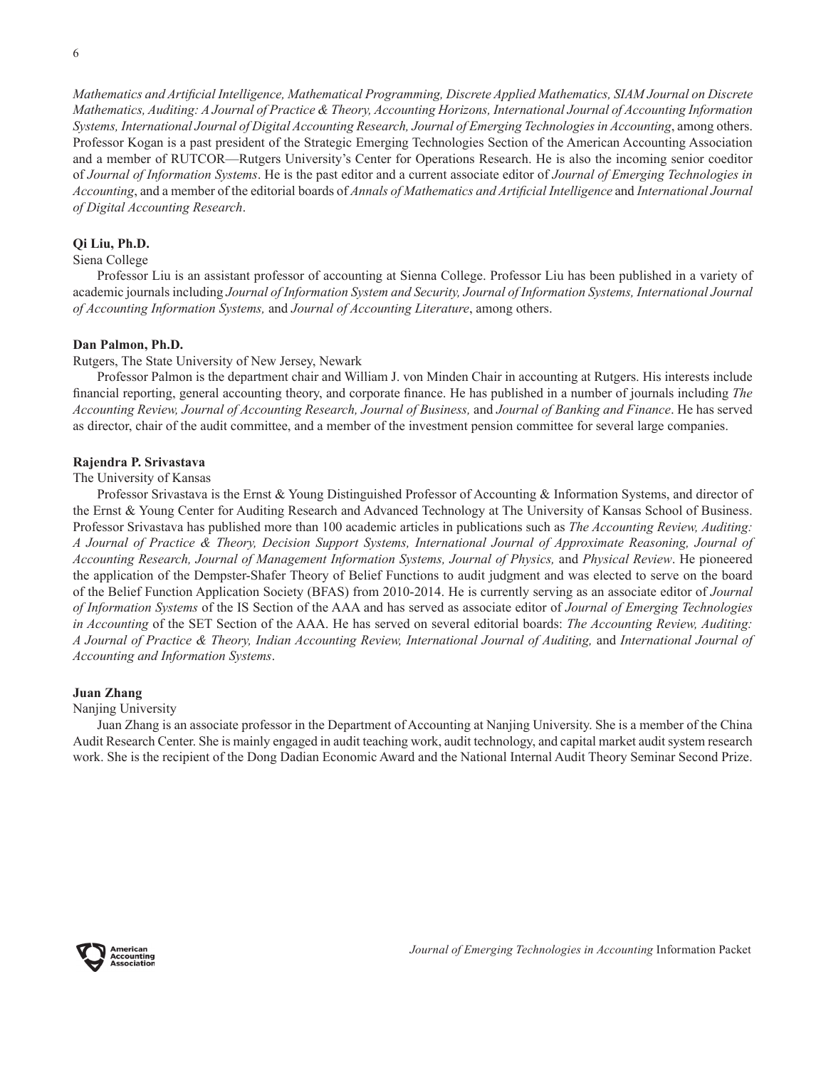*Mathematics and Artificial Intelligence, Mathematical Programming, Discrete Applied Mathematics, SIAM Journal on Discrete Mathematics, Auditing: A Journal of Practice & Theory, Accounting Horizons, International Journal of Accounting Information Systems, International Journal of Digital Accounting Research, Journal of Emerging Technologies in Accounting*, among others. Professor Kogan is a past president of the Strategic Emerging Technologies Section of the American Accounting Association and a member of RUTCOR—Rutgers University's Center for Operations Research. He is also the incoming senior coeditor of *Journal of Information Systems*. He is the past editor and a current associate editor of *Journal of Emerging Technologies in Accounting*, and a member of the editorial boards of *Annals of Mathematics and Artificial Intelligence* and *International Journal of Digital Accounting Research*.

**Qi Liu, Ph.D.**

Siena College

Professor Liu is an assistant professor of accounting at Sienna College. Professor Liu has been published in a variety of academic journals including *Journal of Information System and Security, Journal of Information Systems, International Journal of Accounting Information Systems,* and *Journal of Accounting Literature*, among others.

**Dan Palmon, Ph.D.**

Rutgers, The State University of New Jersey, Newark

Professor Palmon is the department chair and William J. von Minden Chair in accounting at Rutgers. His interests include financial reporting, general accounting theory, and corporate finance. He has published in a number of journals including *The Accounting Review, Journal of Accounting Research, Journal of Business,* and *Journal of Banking and Finance*. He has served as director, chair of the audit committee, and a member of the investment pension committee for several large companies.

**Rajendra P. Srivastava**

The University of Kansas

Professor Srivastava is the Ernst & Young Distinguished Professor of Accounting & Information Systems, and director of the Ernst & Young Center for Auditing Research and Advanced Technology at The University of Kansas School of Business. Professor Srivastava has published more than 100 academic articles in publications such as *The Accounting Review, Auditing: A Journal of Practice & Theory, Decision Support Systems, International Journal of Approximate Reasoning, Journal of Accounting Research, Journal of Management Information Systems, Journal of Physics,* and *Physical Review*. He pioneered the application of the Dempster-Shafer Theory of Belief Functions to audit judgment and was elected to serve on the board of the Belief Function Application Society (BFAS) from 2010-2014. He is currently serving as an associate editor of *Journal of Information Systems* of the IS Section of the AAA and has served as associate editor of *Journal of Emerging Technologies in Accounting* of the SET Section of the AAA. He has served on several editorial boards: *The Accounting Review, Auditing: A Journal of Practice & Theory, Indian Accounting Review, International Journal of Auditing,* and *International Journal of Accounting and Information Systems*.

**Juan Zhang**

Nanjing University

Juan Zhang is an associate professor in the Department of Accounting at Nanjing University. She is a member of the China Audit Research Center. She is mainly engaged in audit teaching work, audit technology, and capital market audit system research work. She is the recipient of the Dong Dadian Economic Award and the National Internal Audit Theory Seminar Second Prize.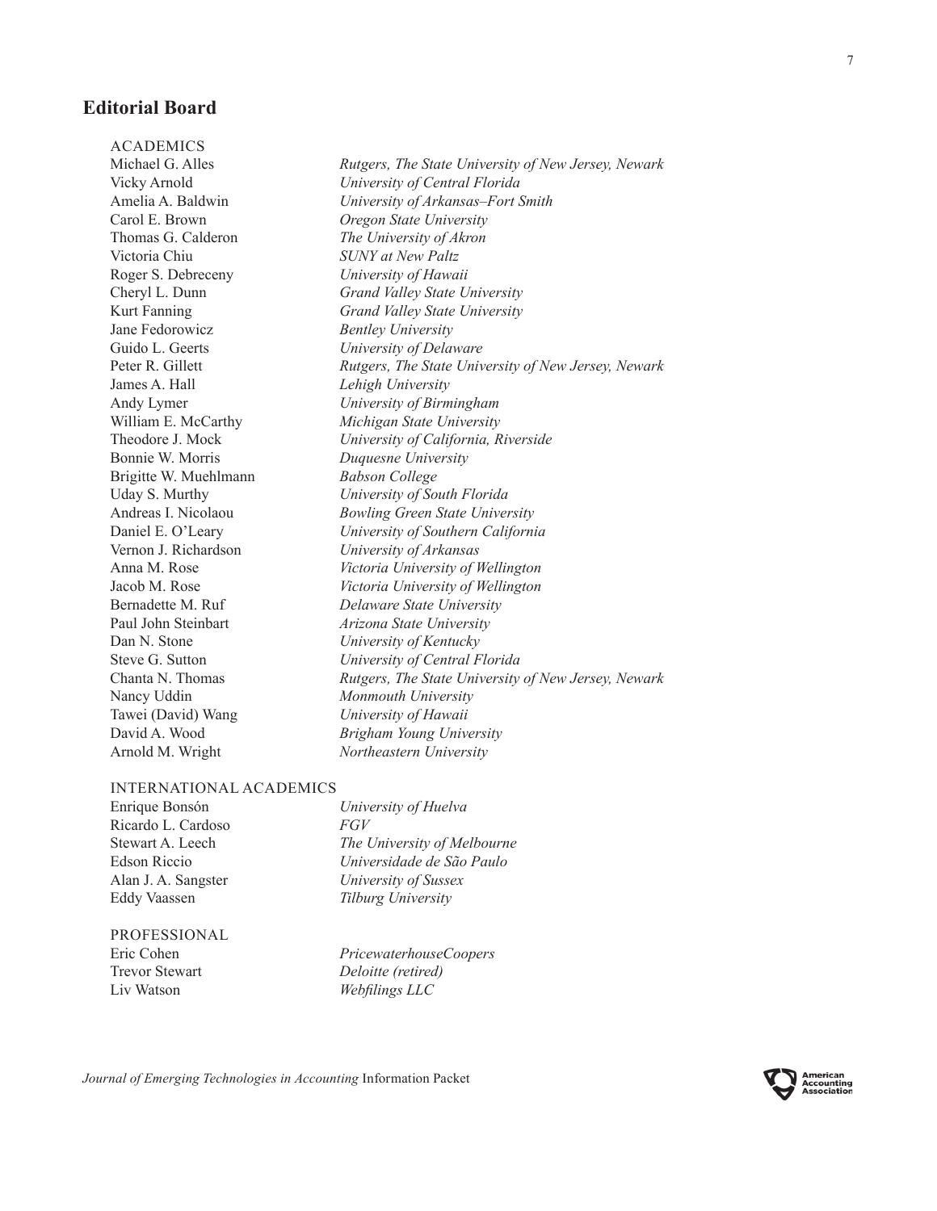## Editorial Board

ACADEMICS

| | |
|---|---|
| Michael G. Alles | *Rutgers, The State University of New Jersey, Newark* |
| Vicky Arnold | *University of Central Florida* |
| Amelia A. Baldwin | *University of Arkansas–Fort Smith* |
| Carol E. Brown | *Oregon State University* |
| Thomas G. Calderon | *The University of Akron* |
| Victoria Chiu | *SUNY at New Paltz* |
| Roger S. Debreceny | *University of Hawaii* |
| Cheryl L. Dunn | *Grand Valley State University* |
| Kurt Fanning | *Grand Valley State University* |
| Jane Fedorowicz | *Bentley University* |
| Guido L. Geerts | *University of Delaware* |
| Peter R. Gillett | *Rutgers, The State University of New Jersey, Newark* |
| James A. Hall | *Lehigh University* |
| Andy Lymer | *University of Birmingham* |
| William E. McCarthy | *Michigan State University* |
| Theodore J. Mock | *University of California, Riverside* |
| Bonnie W. Morris | *Duquesne University* |
| Brigitte W. Muehlmann | *Babson College* |
| Uday S. Murthy | *University of South Florida* |
| Andreas I. Nicolaou | *Bowling Green State University* |
| Daniel E. O'Leary | *University of Southern California* |
| Vernon J. Richardson | *University of Arkansas* |
| Anna M. Rose | *Victoria University of Wellington* |
| Jacob M. Rose | *Victoria University of Wellington* |
| Bernadette M. Ruf | *Delaware State University* |
| Paul John Steinbart | *Arizona State University* |
| Dan N. Stone | *University of Kentucky* |
| Steve G. Sutton | *University of Central Florida* |
| Chanta N. Thomas | *Rutgers, The State University of New Jersey, Newark* |
| Nancy Uddin | *Monmouth University* |
| Tawei (David) Wang | *University of Hawaii* |
| David A. Wood | *Brigham Young University* |
| Arnold M. Wright | *Northeastern University* |

INTERNATIONAL ACADEMICS

| | |
|---|---|
| Enrique Bonsón | *University of Huelva* |
| Ricardo L. Cardoso | *FGV* |
| Stewart A. Leech | *The University of Melbourne* |
| Edson Riccio | *Universidade de São Paulo* |
| Alan J. A. Sangster | *University of Sussex* |
| Eddy Vaassen | *Tilburg University* |

PROFESSIONAL

| | |
|---|---|
| Eric Cohen | *PricewaterhouseCoopers* |
| Trevor Stewart | *Deloitte (retired)* |
| Liv Watson | *Webfilings LLC* |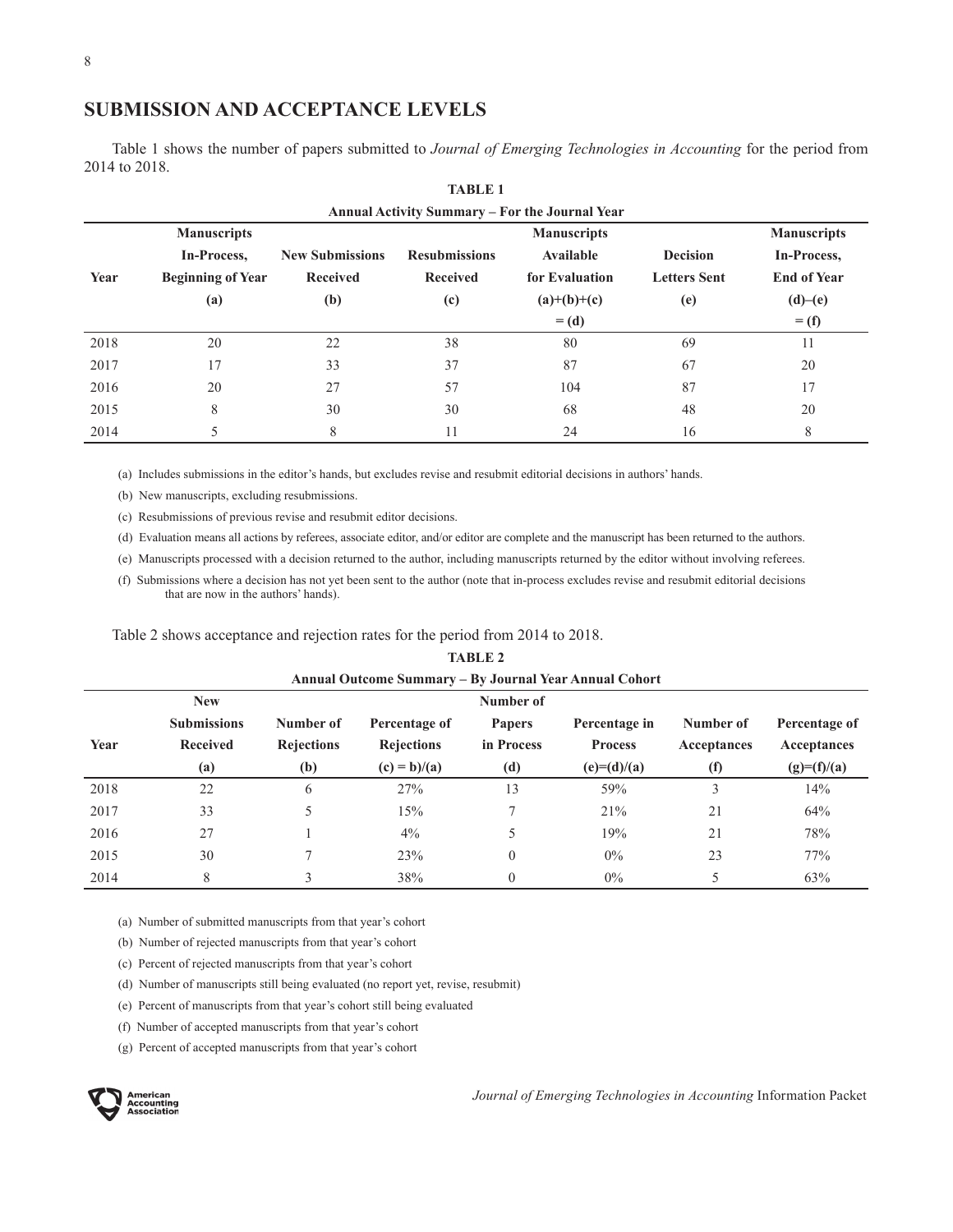## SUBMISSION AND ACCEPTANCE LEVELS

Table 1 shows the number of papers submitted to *Journal of Emerging Technologies in Accounting* for the period from 2014 to 2018.

**TABLE 1**

**Annual Activity Summary – For the Journal Year**

| Year | Manuscripts In-Process, Beginning of Year (a) | New Submissions Received (b) | Resubmissions Received (c) | Manuscripts Available for Evaluation (a)+(b)+(c) = (d) | Decision Letters Sent (e) | Manuscripts In-Process, End of Year (d)–(e) = (f) |
|---|---|---|---|---|---|---|
| 2018 | 20 | 22 | 38 | 80 | 69 | 11 |
| 2017 | 17 | 33 | 37 | 87 | 67 | 20 |
| 2016 | 20 | 27 | 57 | 104 | 87 | 17 |
| 2015 | 8 | 30 | 30 | 68 | 48 | 20 |
| 2014 | 5 | 8 | 11 | 24 | 16 | 8 |

(a) Includes submissions in the editor's hands, but excludes revise and resubmit editorial decisions in authors' hands.

(b) New manuscripts, excluding resubmissions.

(c) Resubmissions of previous revise and resubmit editor decisions.

(d) Evaluation means all actions by referees, associate editor, and/or editor are complete and the manuscript has been returned to the authors.

(e) Manuscripts processed with a decision returned to the author, including manuscripts returned by the editor without involving referees.

(f) Submissions where a decision has not yet been sent to the author (note that in-process excludes revise and resubmit editorial decisions that are now in the authors' hands).

Table 2 shows acceptance and rejection rates for the period from 2014 to 2018.

**TABLE 2**

**Annual Outcome Summary – By Journal Year Annual Cohort**

| Year | New Submissions Received (a) | Number of Rejections (b) | Percentage of Rejections (c) = b)/(a) | Number of Papers in Process (d) | Percentage in Process (e)=(d)/(a) | Number of Acceptances (f) | Percentage of Acceptances (g)=(f)/(a) |
|---|---|---|---|---|---|---|---|
| 2018 | 22 | 6 | 27% | 13 | 59% | 3 | 14% |
| 2017 | 33 | 5 | 15% | 7 | 21% | 21 | 64% |
| 2016 | 27 | 1 | 4% | 5 | 19% | 21 | 78% |
| 2015 | 30 | 7 | 23% | 0 | 0% | 23 | 77% |
| 2014 | 8 | 3 | 38% | 0 | 0% | 5 | 63% |

(a) Number of submitted manuscripts from that year's cohort

(b) Number of rejected manuscripts from that year's cohort

(c) Percent of rejected manuscripts from that year's cohort

(d) Number of manuscripts still being evaluated (no report yet, revise, resubmit)

(e) Percent of manuscripts from that year's cohort still being evaluated

(f) Number of accepted manuscripts from that year's cohort

(g) Percent of accepted manuscripts from that year's cohort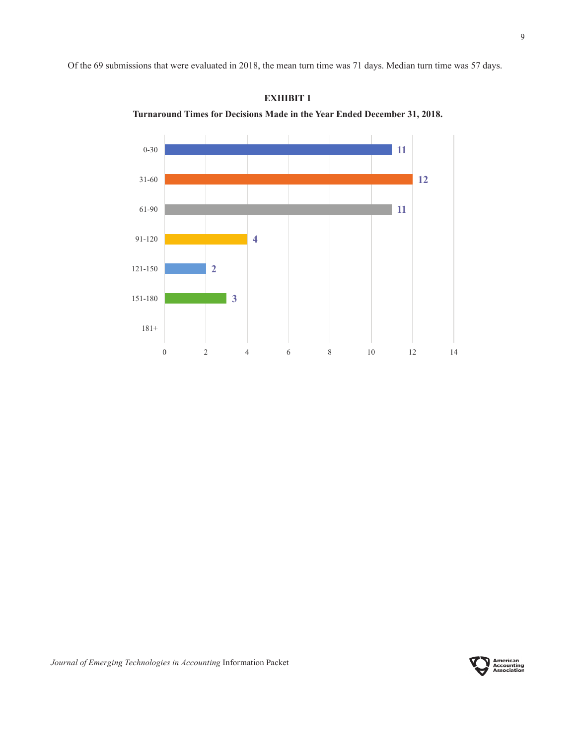Of the 69 submissions that were evaluated in 2018, the mean turn time was 71 days. Median turn time was 57 days.

**EXHIBIT 1**

**Turnaround Times for Decisions Made in the Year Ended December 31, 2018.**

| Days | Count |
|---|---|
| 0-30 | 11 |
| 31-60 | 12 |
| 61-90 | 11 |
| 91-120 | 4 |
| 121-150 | 2 |
| 151-180 | 3 |
| 181+ | |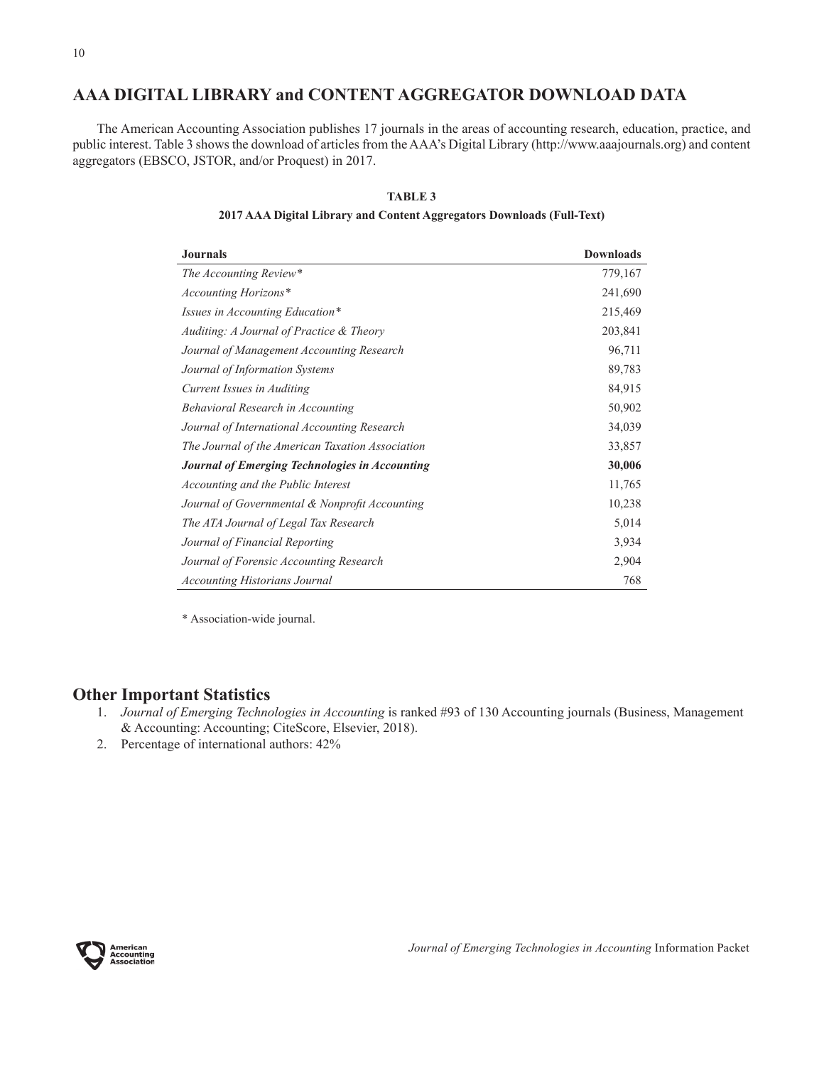## AAA DIGITAL LIBRARY and CONTENT AGGREGATOR DOWNLOAD DATA

The American Accounting Association publishes 17 journals in the areas of accounting research, education, practice, and public interest. Table 3 shows the download of articles from the AAA's Digital Library (http://www.aaajournals.org) and content aggregators (EBSCO, JSTOR, and/or Proquest) in 2017.

**TABLE 3**

**2017 AAA Digital Library and Content Aggregators Downloads (Full-Text)**

| Journals | Downloads |
|---|---:|
| *The Accounting Review** | 779,167 |
| *Accounting Horizons** | 241,690 |
| *Issues in Accounting Education** | 215,469 |
| *Auditing: A Journal of Practice & Theory* | 203,841 |
| *Journal of Management Accounting Research* | 96,711 |
| *Journal of Information Systems* | 89,783 |
| *Current Issues in Auditing* | 84,915 |
| *Behavioral Research in Accounting* | 50,902 |
| *Journal of International Accounting Research* | 34,039 |
| *The Journal of the American Taxation Association* | 33,857 |
| ***Journal of Emerging Technologies in Accounting*** | **30,006** |
| *Accounting and the Public Interest* | 11,765 |
| *Journal of Governmental & Nonprofit Accounting* | 10,238 |
| *The ATA Journal of Legal Tax Research* | 5,014 |
| *Journal of Financial Reporting* | 3,934 |
| *Journal of Forensic Accounting Research* | 2,904 |
| *Accounting Historians Journal* | 768 |

* Association-wide journal.

## Other Important Statistics

1. *Journal of Emerging Technologies in Accounting* is ranked #93 of 130 Accounting journals (Business, Management & Accounting: Accounting; CiteScore, Elsevier, 2018).
2. Percentage of international authors: 42%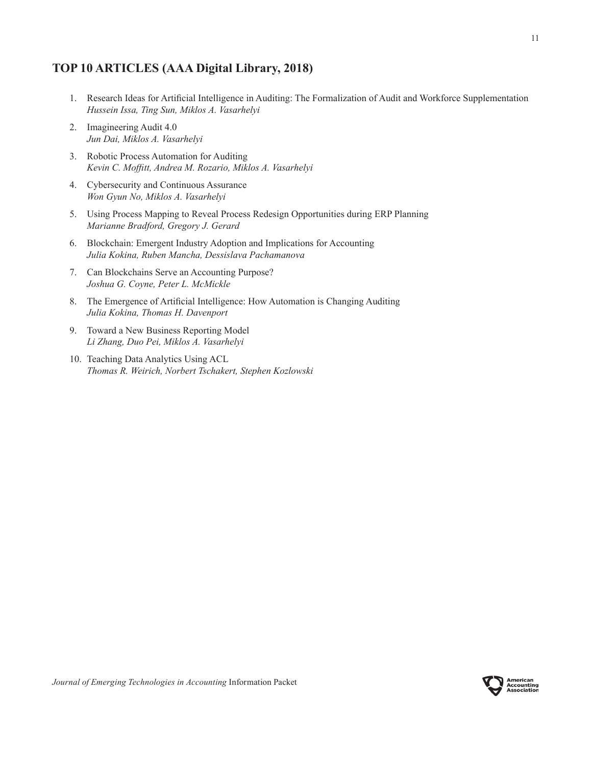## TOP 10 ARTICLES (AAA Digital Library, 2018)

1. Research Ideas for Artificial Intelligence in Auditing: The Formalization of Audit and Workforce Supplementation
   *Hussein Issa, Ting Sun, Miklos A. Vasarhelyi*

2. Imagineering Audit 4.0
   *Jun Dai, Miklos A. Vasarhelyi*

3. Robotic Process Automation for Auditing
   *Kevin C. Moffitt, Andrea M. Rozario, Miklos A. Vasarhelyi*

4. Cybersecurity and Continuous Assurance
   *Won Gyun No, Miklos A. Vasarhelyi*

5. Using Process Mapping to Reveal Process Redesign Opportunities during ERP Planning
   *Marianne Bradford, Gregory J. Gerard*

6. Blockchain: Emergent Industry Adoption and Implications for Accounting
   *Julia Kokina, Ruben Mancha, Dessislava Pachamanova*

7. Can Blockchains Serve an Accounting Purpose?
   *Joshua G. Coyne, Peter L. McMickle*

8. The Emergence of Artificial Intelligence: How Automation is Changing Auditing
   *Julia Kokina, Thomas H. Davenport*

9. Toward a New Business Reporting Model
   *Li Zhang, Duo Pei, Miklos A. Vasarhelyi*

10. Teaching Data Analytics Using ACL
    *Thomas R. Weirich, Norbert Tschakert, Stephen Kozlowski*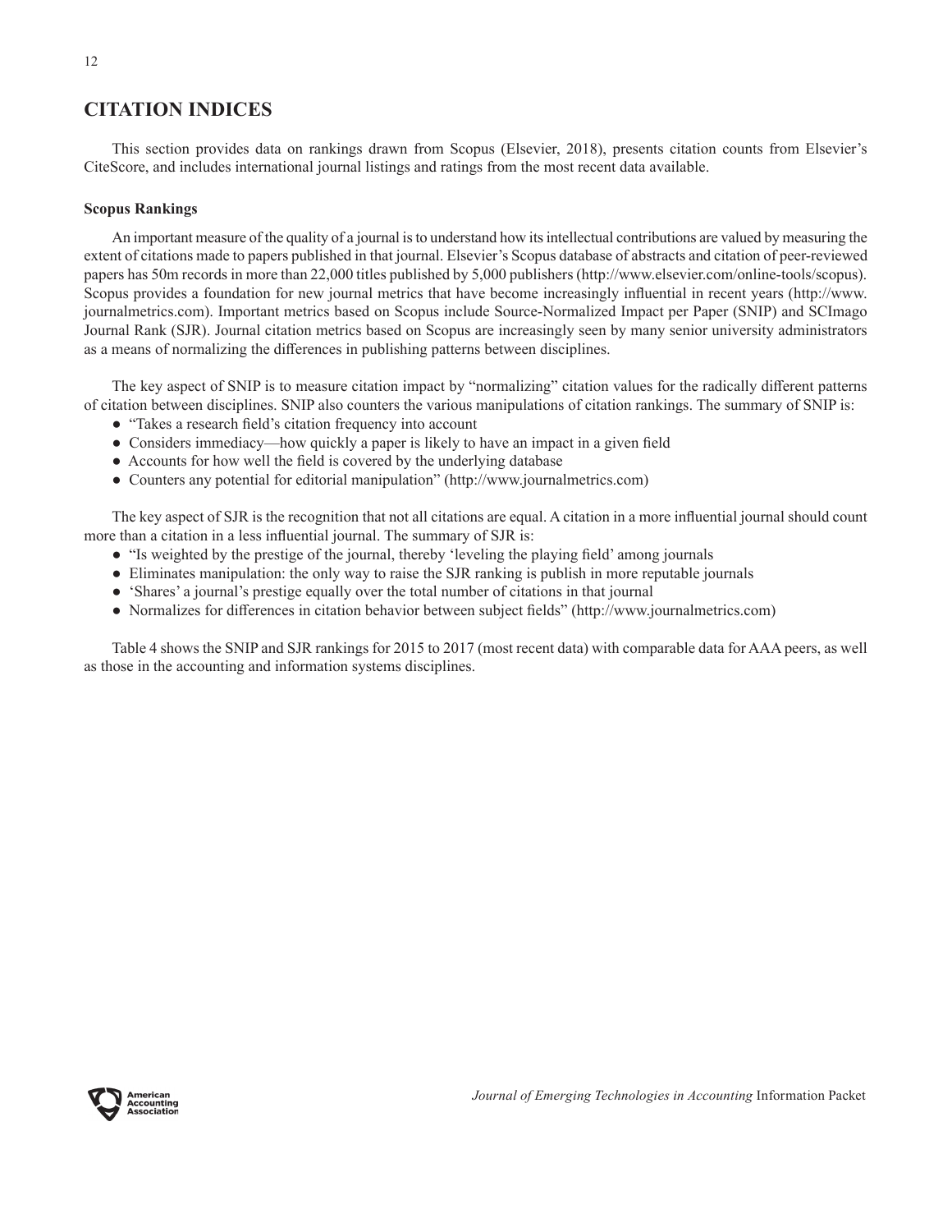## CITATION INDICES

This section provides data on rankings drawn from Scopus (Elsevier, 2018), presents citation counts from Elsevier's CiteScore, and includes international journal listings and ratings from the most recent data available.

### Scopus Rankings

An important measure of the quality of a journal is to understand how its intellectual contributions are valued by measuring the extent of citations made to papers published in that journal. Elsevier's Scopus database of abstracts and citation of peer-reviewed papers has 50m records in more than 22,000 titles published by 5,000 publishers (http://www.elsevier.com/online-tools/scopus). Scopus provides a foundation for new journal metrics that have become increasingly influential in recent years (http://www.journalmetrics.com). Important metrics based on Scopus include Source-Normalized Impact per Paper (SNIP) and SCImago Journal Rank (SJR). Journal citation metrics based on Scopus are increasingly seen by many senior university administrators as a means of normalizing the differences in publishing patterns between disciplines.

The key aspect of SNIP is to measure citation impact by "normalizing" citation values for the radically different patterns of citation between disciplines. SNIP also counters the various manipulations of citation rankings. The summary of SNIP is:

- "Takes a research field's citation frequency into account
- Considers immediacy—how quickly a paper is likely to have an impact in a given field
- Accounts for how well the field is covered by the underlying database
- Counters any potential for editorial manipulation" (http://www.journalmetrics.com)

The key aspect of SJR is the recognition that not all citations are equal. A citation in a more influential journal should count more than a citation in a less influential journal. The summary of SJR is:

- "Is weighted by the prestige of the journal, thereby 'leveling the playing field' among journals
- Eliminates manipulation: the only way to raise the SJR ranking is publish in more reputable journals
- 'Shares' a journal's prestige equally over the total number of citations in that journal
- Normalizes for differences in citation behavior between subject fields" (http://www.journalmetrics.com)

Table 4 shows the SNIP and SJR rankings for 2015 to 2017 (most recent data) with comparable data for AAA peers, as well as those in the accounting and information systems disciplines.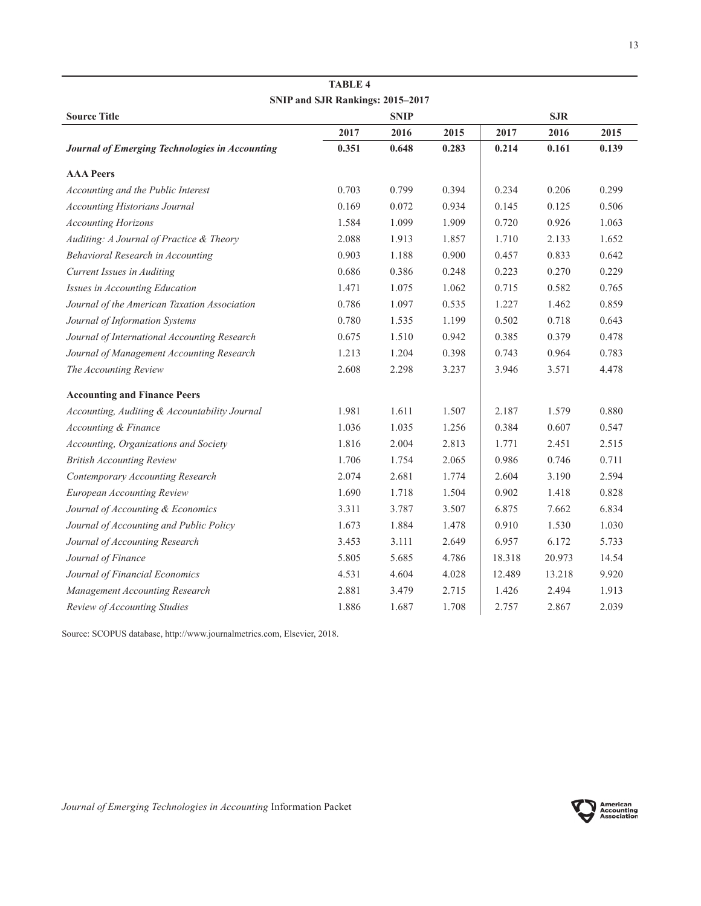**TABLE 4**

**SNIP and SJR Rankings: 2015–2017**

| Source Title | SNIP | | | SJR | | |
|---|---|---|---|---|---|---|
| | 2017 | 2016 | 2015 | 2017 | 2016 | 2015 |
| ***Journal of Emerging Technologies in Accounting*** | **0.351** | **0.648** | **0.283** | **0.214** | **0.161** | **0.139** |
| **AAA Peers** | | | | | | |
| *Accounting and the Public Interest* | 0.703 | 0.799 | 0.394 | 0.234 | 0.206 | 0.299 |
| *Accounting Historians Journal* | 0.169 | 0.072 | 0.934 | 0.145 | 0.125 | 0.506 |
| *Accounting Horizons* | 1.584 | 1.099 | 1.909 | 0.720 | 0.926 | 1.063 |
| *Auditing: A Journal of Practice & Theory* | 2.088 | 1.913 | 1.857 | 1.710 | 2.133 | 1.652 |
| *Behavioral Research in Accounting* | 0.903 | 1.188 | 0.900 | 0.457 | 0.833 | 0.642 |
| *Current Issues in Auditing* | 0.686 | 0.386 | 0.248 | 0.223 | 0.270 | 0.229 |
| *Issues in Accounting Education* | 1.471 | 1.075 | 1.062 | 0.715 | 0.582 | 0.765 |
| *Journal of the American Taxation Association* | 0.786 | 1.097 | 0.535 | 1.227 | 1.462 | 0.859 |
| *Journal of Information Systems* | 0.780 | 1.535 | 1.199 | 0.502 | 0.718 | 0.643 |
| *Journal of International Accounting Research* | 0.675 | 1.510 | 0.942 | 0.385 | 0.379 | 0.478 |
| *Journal of Management Accounting Research* | 1.213 | 1.204 | 0.398 | 0.743 | 0.964 | 0.783 |
| *The Accounting Review* | 2.608 | 2.298 | 3.237 | 3.946 | 3.571 | 4.478 |
| **Accounting and Finance Peers** | | | | | | |
| *Accounting, Auditing & Accountability Journal* | 1.981 | 1.611 | 1.507 | 2.187 | 1.579 | 0.880 |
| *Accounting & Finance* | 1.036 | 1.035 | 1.256 | 0.384 | 0.607 | 0.547 |
| *Accounting, Organizations and Society* | 1.816 | 2.004 | 2.813 | 1.771 | 2.451 | 2.515 |
| *British Accounting Review* | 1.706 | 1.754 | 2.065 | 0.986 | 0.746 | 0.711 |
| *Contemporary Accounting Research* | 2.074 | 2.681 | 1.774 | 2.604 | 3.190 | 2.594 |
| *European Accounting Review* | 1.690 | 1.718 | 1.504 | 0.902 | 1.418 | 0.828 |
| *Journal of Accounting & Economics* | 3.311 | 3.787 | 3.507 | 6.875 | 7.662 | 6.834 |
| *Journal of Accounting and Public Policy* | 1.673 | 1.884 | 1.478 | 0.910 | 1.530 | 1.030 |
| *Journal of Accounting Research* | 3.453 | 3.111 | 2.649 | 6.957 | 6.172 | 5.733 |
| *Journal of Finance* | 5.805 | 5.685 | 4.786 | 18.318 | 20.973 | 14.54 |
| *Journal of Financial Economics* | 4.531 | 4.604 | 4.028 | 12.489 | 13.218 | 9.920 |
| *Management Accounting Research* | 2.881 | 3.479 | 2.715 | 1.426 | 2.494 | 1.913 |
| *Review of Accounting Studies* | 1.886 | 1.687 | 1.708 | 2.757 | 2.867 | 2.039 |

Source: SCOPUS database, http://www.journalmetrics.com, Elsevier, 2018.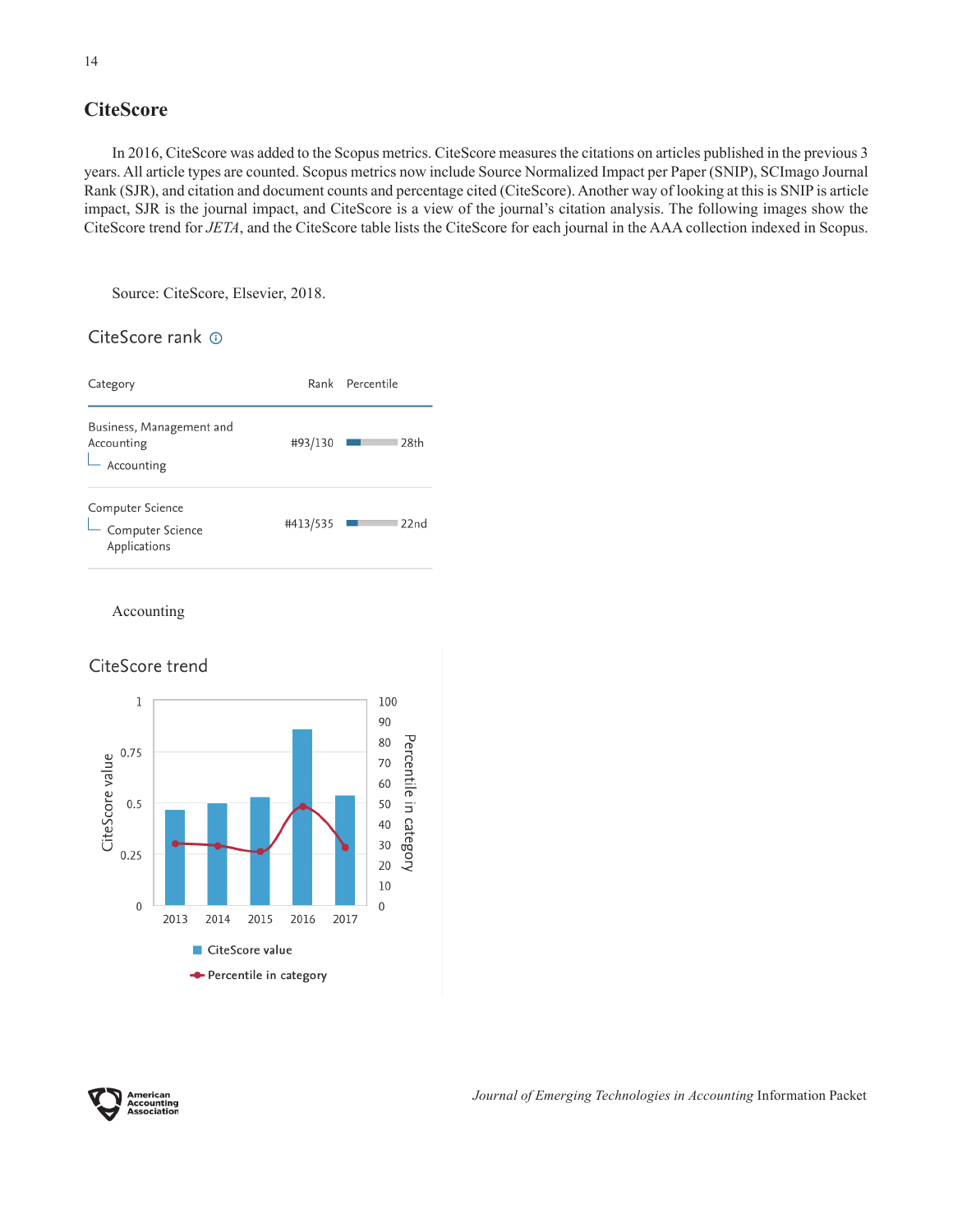## CiteScore

In 2016, CiteScore was added to the Scopus metrics. CiteScore measures the citations on articles published in the previous 3 years. All article types are counted. Scopus metrics now include Source Normalized Impact per Paper (SNIP), SCImago Journal Rank (SJR), and citation and document counts and percentage cited (CiteScore). Another way of looking at this is SNIP is article impact, SJR is the journal impact, and CiteScore is a view of the journal's citation analysis. The following images show the CiteScore trend for *JETA*, and the CiteScore table lists the CiteScore for each journal in the AAA collection indexed in Scopus.

Source: CiteScore, Elsevier, 2018.

### CiteScore rank

| Category | Rank | Percentile |
|---|---|---|
| Business, Management and Accounting — Accounting | #93/130 | 28th |
| Computer Science — Computer Science Applications | #413/535 | 22nd |

Accounting

### CiteScore trend

| Year | CiteScore value | Percentile in category |
|---|---|---|
| 2013 | ~0.47 | ~30 |
| 2014 | ~0.50 | ~29 |
| 2015 | ~0.53 | ~26 |
| 2016 | ~0.86 | ~48 |
| 2017 | ~0.54 | ~28 |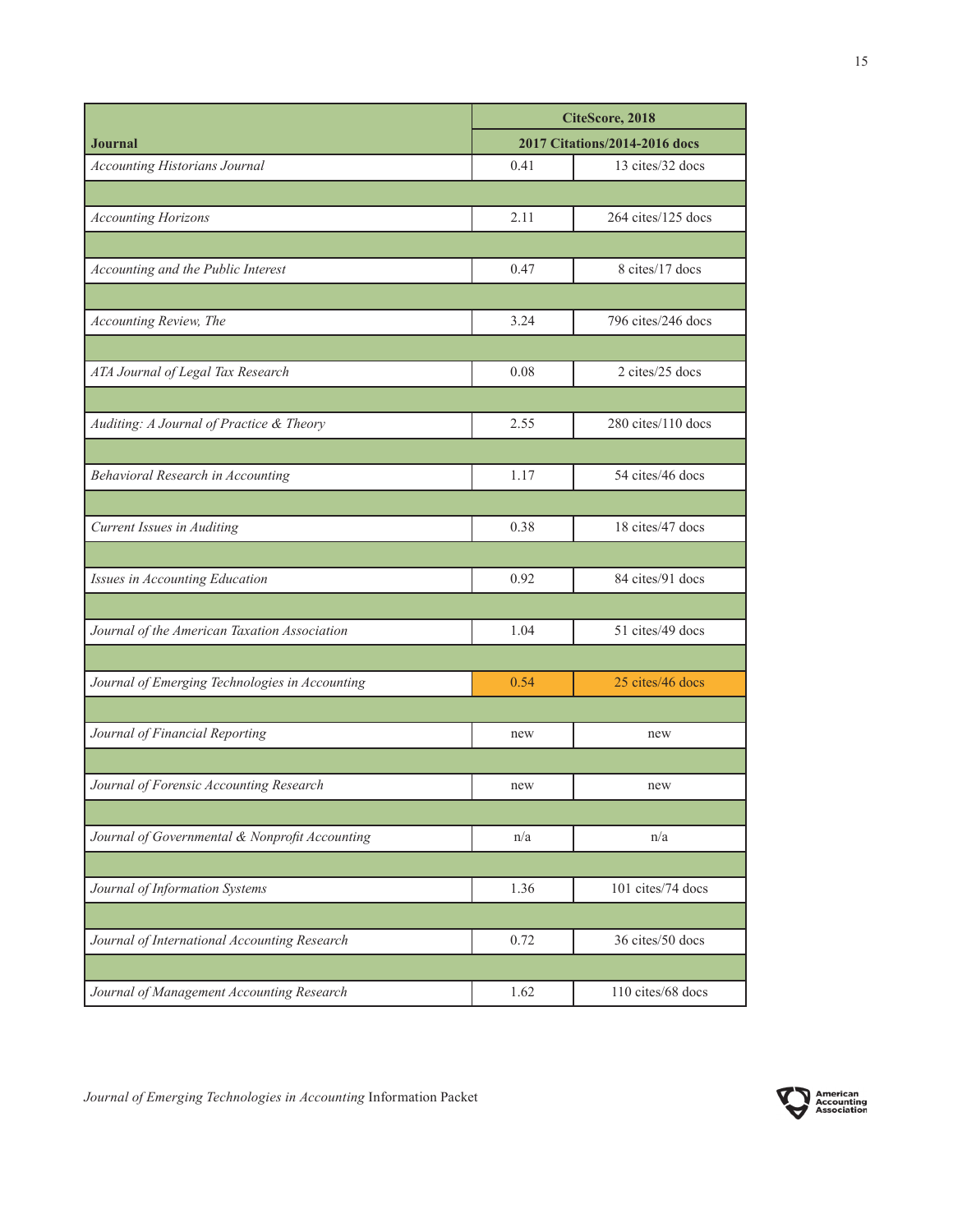| Journal | CiteScore, 2018 | |
|---|---|---|
| | 2017 Citations/2014-2016 docs | |
| *Accounting Historians Journal* | 0.41 | 13 cites/32 docs |
| *Accounting Horizons* | 2.11 | 264 cites/125 docs |
| *Accounting and the Public Interest* | 0.47 | 8 cites/17 docs |
| *Accounting Review, The* | 3.24 | 796 cites/246 docs |
| *ATA Journal of Legal Tax Research* | 0.08 | 2 cites/25 docs |
| *Auditing: A Journal of Practice & Theory* | 2.55 | 280 cites/110 docs |
| *Behavioral Research in Accounting* | 1.17 | 54 cites/46 docs |
| *Current Issues in Auditing* | 0.38 | 18 cites/47 docs |
| *Issues in Accounting Education* | 0.92 | 84 cites/91 docs |
| *Journal of the American Taxation Association* | 1.04 | 51 cites/49 docs |
| *Journal of Emerging Technologies in Accounting* | 0.54 | 25 cites/46 docs |
| *Journal of Financial Reporting* | new | new |
| *Journal of Forensic Accounting Research* | new | new |
| *Journal of Governmental & Nonprofit Accounting* | n/a | n/a |
| *Journal of Information Systems* | 1.36 | 101 cites/74 docs |
| *Journal of International Accounting Research* | 0.72 | 36 cites/50 docs |
| *Journal of Management Accounting Research* | 1.62 | 110 cites/68 docs |